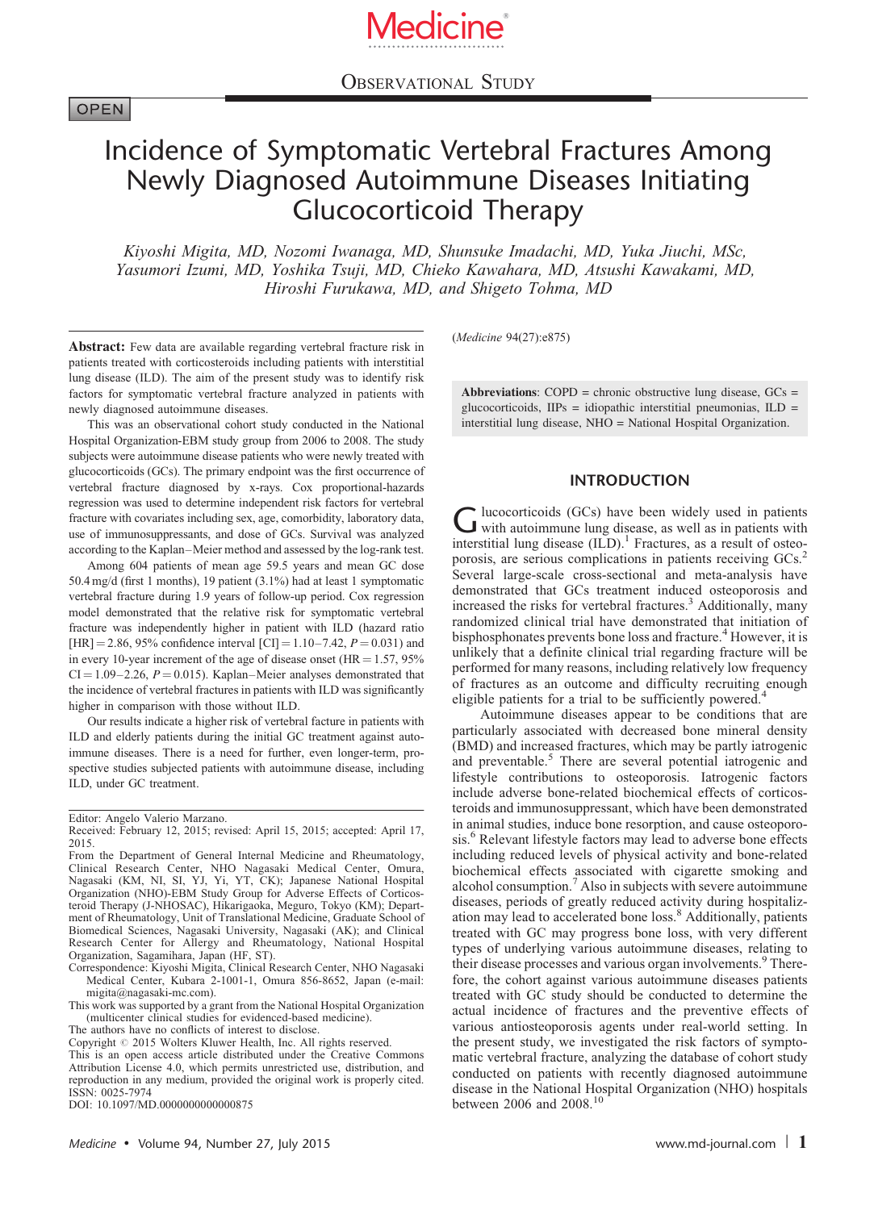OPEN

Observational Study

# Incidence of Symptomatic Vertebral Fractures Among Newly Diagnosed Autoimmune Diseases Initiating Glucocorticoid Therapy

*Kiyoshi Migita, MD, Nozomi Iwanaga, MD, Shunsuke Imadachi, MD, Yuka Jiuchi, MSc, Yasumori Izumi, MD, Yoshika Tsuji, MD, Chieko Kawahara, MD, Atsushi Kawakami, MD, Hiroshi Furukawa, MD, and Shigeto Tohma, MD*

**Abstract:** Few data are available regarding vertebral fracture risk in patients treated with corticosteroids including patients with interstitial lung disease (ILD). The aim of the present study was to identify risk factors for symptomatic vertebral fracture analyzed in patients with newly diagnosed autoimmune diseases.

This was an observational cohort study conducted in the National Hospital Organization-EBM study group from 2006 to 2008. The study subjects were autoimmune disease patients who were newly treated with glucocorticoids (GCs). The primary endpoint was the first occurrence of vertebral fracture diagnosed by x-rays. Cox proportional-hazards regression was used to determine independent risk factors for vertebral fracture with covariates including sex, age, comorbidity, laboratory data, use of immunosuppressants, and dose of GCs. Survival was analyzed according to the Kaplan–Meier method and assessed by the log-rank test.

Among 604 patients of mean age 59.5 years and mean GC dose 50.4 mg/d (first 1 months), 19 patient (3.1%) had at least 1 symptomatic vertebral fracture during 1.9 years of follow-up period. Cox regression model demonstrated that the relative risk for symptomatic vertebral fracture was independently higher in patient with ILD (hazard ratio [HR] = 2.86, 95% confidence interval [CI] = 1.10–7.42, $P = 0.031$) and in every 10-year increment of the age of disease onset (HR = 1.57, 95% CI = 1.09–2.26, $P = 0.015$). Kaplan–Meier analyses demonstrated that the incidence of vertebral fractures in patients with ILD was significantly higher in comparison with those without ILD.

Our results indicate a higher risk of vertebral facture in patients with ILD and elderly patients during the initial GC treatment against autoimmune diseases. There is a need for further, even longer-term, prospective studies subjected patients with autoimmune disease, including ILD, under GC treatment.

(*Medicine* 94(27):e875)

**Abbreviations**: COPD = chronic obstructive lung disease, GCs = glucocorticoids, IIPs = idiopathic interstitial pneumonias, ILD = interstitial lung disease, NHO = National Hospital Organization.

Editor: Angelo Valerio Marzano.
Received: February 12, 2015; revised: April 15, 2015; accepted: April 17, 2015.
From the Department of General Internal Medicine and Rheumatology, Clinical Research Center, NHO Nagasaki Medical Center, Omura, Nagasaki (KM, NI, SI, YJ, Yi, YT, CK); Japanese National Hospital Organization (NHO)-EBM Study Group for Adverse Effects of Corticosteroid Therapy (J-NHOSAC), Hikarigaoka, Meguro, Tokyo (KM); Department of Rheumatology, Unit of Translational Medicine, Graduate School of Biomedical Sciences, Nagasaki University, Nagasaki (AK); and Clinical Research Center for Allergy and Rheumatology, National Hospital Organization, Sagamihara, Japan (HF, ST).
Correspondence: Kiyoshi Migita, Clinical Research Center, NHO Nagasaki Medical Center, Kubara 2-1001-1, Omura 856-8652, Japan (e-mail: migita@nagasaki-mc.com).
This work was supported by a grant from the National Hospital Organization (multicenter clinical studies for evidenced-based medicine).
The authors have no conflicts of interest to disclose.
Copyright © 2015 Wolters Kluwer Health, Inc. All rights reserved.
This is an open access article distributed under the Creative Commons Attribution License 4.0, which permits unrestricted use, distribution, and reproduction in any medium, provided the original work is properly cited.
ISSN: 0025-7974
DOI: 10.1097/MD.0000000000000875

## INTRODUCTION

Glucocorticoids (GCs) have been widely used in patients with autoimmune lung disease, as well as in patients with interstitial lung disease (ILD).[1] Fractures, as a result of osteoporosis, are serious complications in patients receiving GCs.[2] Several large-scale cross-sectional and meta-analysis have demonstrated that GCs treatment induced osteoporosis and increased the risks for vertebral fractures.[3] Additionally, many randomized clinical trial have demonstrated that initiation of bisphosphonates prevents bone loss and fracture.[4] However, it is unlikely that a definite clinical trial regarding fracture will be performed for many reasons, including relatively low frequency of fractures as an outcome and difficulty recruiting enough eligible patients for a trial to be sufficiently powered.[4]

Autoimmune diseases appear to be conditions that are particularly associated with decreased bone mineral density (BMD) and increased fractures, which may be partly iatrogenic and preventable.[5] There are several potential iatrogenic and lifestyle contributions to osteoporosis. Iatrogenic factors include adverse bone-related biochemical effects of corticosteroids and immunosuppressant, which have been demonstrated in animal studies, induce bone resorption, and cause osteoporosis.[6] Relevant lifestyle factors may lead to adverse bone effects including reduced levels of physical activity and bone-related biochemical effects associated with cigarette smoking and alcohol consumption.[7] Also in subjects with severe autoimmune diseases, periods of greatly reduced activity during hospitalization may lead to accelerated bone loss.[8] Additionally, patients treated with GC may progress bone loss, with very different types of underlying various autoimmune diseases, relating to their disease processes and various organ involvements.[9] Therefore, the cohort against various autoimmune diseases patients treated with GC study should be conducted to determine the actual incidence of fractures and the preventive effects of various antiosteoporosis agents under real-world setting. In the present study, we investigated the risk factors of symptomatic vertebral fracture, analyzing the database of cohort study conducted on patients with recently diagnosed autoimmune disease in the National Hospital Organization (NHO) hospitals between 2006 and 2008.[10]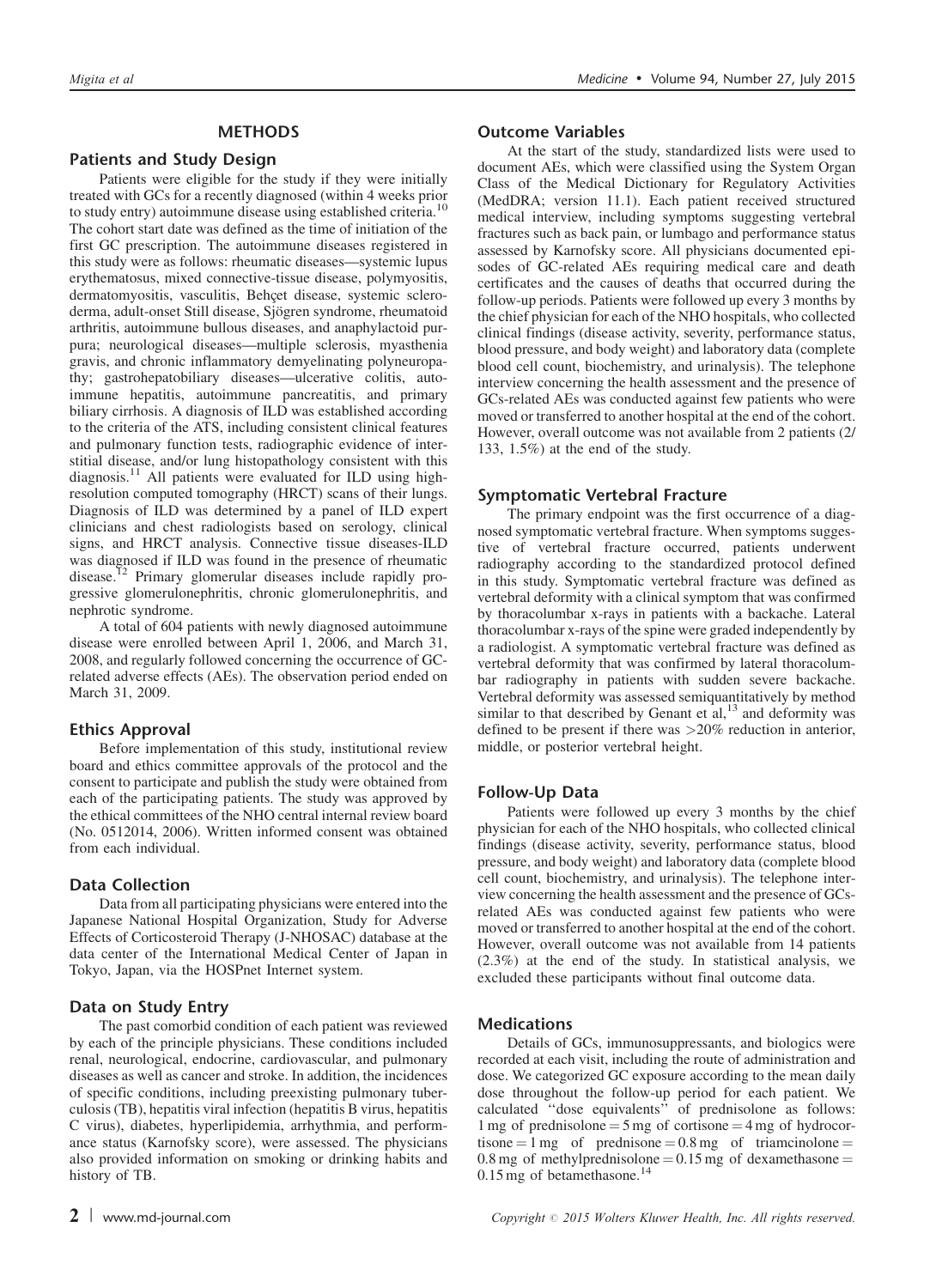## METHODS

### Patients and Study Design

Patients were eligible for the study if they were initially treated with GCs for a recently diagnosed (within 4 weeks prior to study entry) autoimmune disease using established criteria.[10] The cohort start date was defined as the time of initiation of the first GC prescription. The autoimmune diseases registered in this study were as follows: rheumatic diseases—systemic lupus erythematosus, mixed connective-tissue disease, polymyositis, dermatomyositis, vasculitis, Behçet disease, systemic scleroderma, adult-onset Still disease, Sjögren syndrome, rheumatoid arthritis, autoimmune bullous diseases, and anaphylactoid purpura; neurological diseases—multiple sclerosis, myasthenia gravis, and chronic inflammatory demyelinating polyneuropathy; gastrohepatobiliary diseases—ulcerative colitis, autoimmune hepatitis, autoimmune pancreatitis, and primary biliary cirrhosis. A diagnosis of ILD was established according to the criteria of the ATS, including consistent clinical features and pulmonary function tests, radiographic evidence of interstitial disease, and/or lung histopathology consistent with this diagnosis.[11] All patients were evaluated for ILD using high-resolution computed tomography (HRCT) scans of their lungs. Diagnosis of ILD was determined by a panel of ILD expert clinicians and chest radiologists based on serology, clinical signs, and HRCT analysis. Connective tissue diseases-ILD was diagnosed if ILD was found in the presence of rheumatic disease.[12] Primary glomerular diseases include rapidly progressive glomerulonephritis, chronic glomerulonephritis, and nephrotic syndrome.

A total of 604 patients with newly diagnosed autoimmune disease were enrolled between April 1, 2006, and March 31, 2008, and regularly followed concerning the occurrence of GC-related adverse effects (AEs). The observation period ended on March 31, 2009.

### Ethics Approval

Before implementation of this study, institutional review board and ethics committee approvals of the protocol and the consent to participate and publish the study were obtained from each of the participating patients. The study was approved by the ethical committees of the NHO central internal review board (No. 0512014, 2006). Written informed consent was obtained from each individual.

### Data Collection

Data from all participating physicians were entered into the Japanese National Hospital Organization, Study for Adverse Effects of Corticosteroid Therapy (J-NHOSAC) database at the data center of the International Medical Center of Japan in Tokyo, Japan, via the HOSPnet Internet system.

### Data on Study Entry

The past comorbid condition of each patient was reviewed by each of the principle physicians. These conditions included renal, neurological, endocrine, cardiovascular, and pulmonary diseases as well as cancer and stroke. In addition, the incidences of specific conditions, including preexisting pulmonary tuberculosis (TB), hepatitis viral infection (hepatitis B virus, hepatitis C virus), diabetes, hyperlipidemia, arrhythmia, and performance status (Karnofsky score), were assessed. The physicians also provided information on smoking or drinking habits and history of TB.

### Outcome Variables

At the start of the study, standardized lists were used to document AEs, which were classified using the System Organ Class of the Medical Dictionary for Regulatory Activities (MedDRA; version 11.1). Each patient received structured medical interview, including symptoms suggesting vertebral fractures such as back pain, or lumbago and performance status assessed by Karnofsky score. All physicians documented episodes of GC-related AEs requiring medical care and death certificates and the causes of deaths that occurred during the follow-up periods. Patients were followed up every 3 months by the chief physician for each of the NHO hospitals, who collected clinical findings (disease activity, severity, performance status, blood pressure, and body weight) and laboratory data (complete blood cell count, biochemistry, and urinalysis). The telephone interview concerning the health assessment and the presence of GCs-related AEs was conducted against few patients who were moved or transferred to another hospital at the end of the cohort. However, overall outcome was not available from 2 patients (2/133, 1.5%) at the end of the study.

### Symptomatic Vertebral Fracture

The primary endpoint was the first occurrence of a diagnosed symptomatic vertebral fracture. When symptoms suggestive of vertebral fracture occurred, patients underwent radiography according to the standardized protocol defined in this study. Symptomatic vertebral fracture was defined as vertebral deformity with a clinical symptom that was confirmed by thoracolumbar x-rays in patients with a backache. Lateral thoracolumbar x-rays of the spine were graded independently by a radiologist. A symptomatic vertebral fracture was defined as vertebral deformity that was confirmed by lateral thoracolumbar radiography in patients with sudden severe backache. Vertebral deformity was assessed semiquantitatively by method similar to that described by Genant et al,[13] and deformity was defined to be present if there was >20% reduction in anterior, middle, or posterior vertebral height.

### Follow-Up Data

Patients were followed up every 3 months by the chief physician for each of the NHO hospitals, who collected clinical findings (disease activity, severity, performance status, blood pressure, and body weight) and laboratory data (complete blood cell count, biochemistry, and urinalysis). The telephone interview concerning the health assessment and the presence of GCs-related AEs was conducted against few patients who were moved or transferred to another hospital at the end of the cohort. However, overall outcome was not available from 14 patients (2.3%) at the end of the study. In statistical analysis, we excluded these participants without final outcome data.

### Medications

Details of GCs, immunosuppressants, and biologics were recorded at each visit, including the route of administration and dose. We categorized GC exposure according to the mean daily dose throughout the follow-up period for each patient. We calculated "dose equivalents" of prednisolone as follows: 1 mg of prednisolone = 5 mg of cortisone = 4 mg of hydrocortisone = 1 mg of prednisone = 0.8 mg of triamcinolone = 0.8 mg of methylprednisolone = 0.15 mg of dexamethasone = 0.15 mg of betamethasone.[14]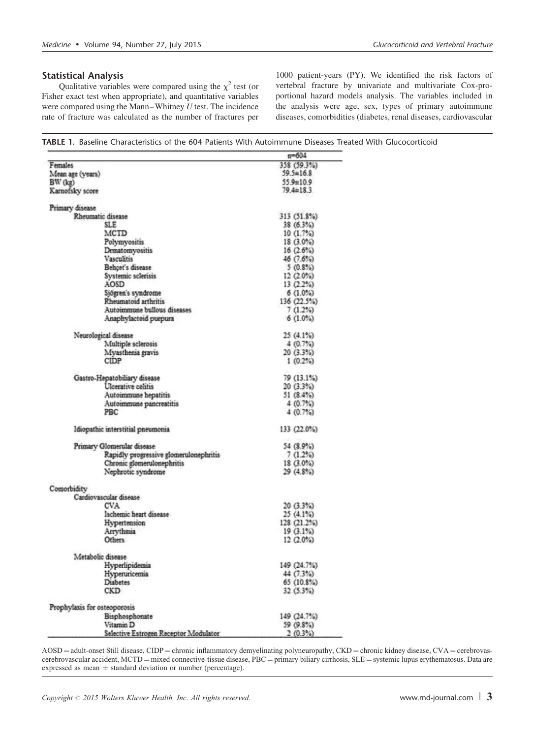## Statistical Analysis

Qualitative variables were compared using the $\chi^2$ test (or Fisher exact test when appropriate), and quantitative variables were compared using the Mann–Whitney *U* test. The incidence rate of fracture was calculated as the number of fractures per 1000 patient-years (PY). We identified the risk factors of vertebral fracture by univariate and multivariate Cox-proportional hazard models analysis. The variables included in the analysis were age, sex, types of primary autoimmune diseases, comorbidities (diabetes, renal diseases, cardiovascular

**TABLE 1.** Baseline Characteristics of the 604 Patients With Autoimmune Diseases Treated With Glucocorticoid

| | n=604 |
|---|---|
| Females | 358 (59.3%) |
| Mean age (years) | 59.5±16.8 |
| BW (kg) | 55.9±10.9 |
| Karnofsky score | 79.4±18.3 |
| Primary disease | |
| Rheumatic disease | 313 (51.8%) |
| SLE | 38 (6.3%) |
| MCTD | 10 (1.7%) |
| Polymyositis | 18 (3.0%) |
| Drmatomyositis | 16 (2.6%) |
| Vasculitis | 46 (7.6%) |
| Behçet's disease | 5 (0.8%) |
| Systemic sclerisis | 12 (2.0%) |
| AOSD | 13 (2.2%) |
| Sjögren's syndrome | 6 (1.0%) |
| Rheumatoid arthritis | 136 (22.5%) |
| Autoimmune bullous diseases | 7 (1.2%) |
| Anaphylactoid purpura | 6 (1.0%) |
| Neurological disease | 25 (4.1%) |
| Multiple sclerosis | 4 (0.7%) |
| Myasthenia gravis | 20 (3.3%) |
| CIDP | 1 (0.2%) |
| Gastro-Hepatobiliary disease | 79 (13.1%) |
| Ulcerative colitis | 20 (3.3%) |
| Autoimmune hepatitis | 51 (8.4%) |
| Autoimmune pancreatitis | 4 (0.7%) |
| PBC | 4 (0.7%) |
| Idiopathic interstitial pneumonia | 133 (22.0%) |
| Primary Glomerular disease | 54 (8.9%) |
| Rapidly progressive glomerulonephritis | 7 (1.2%) |
| Chronic glomerulonephritis | 18 (3.0%) |
| Nephrotic syndrome | 29 (4.8%) |
| Comorbidity | |
| Cardiovascular disease | |
| CVA | 20 (3.3%) |
| Ischemic heart disease | 25 (4.1%) |
| Hypertension | 128 (21.2%) |
| Arrythmia | 19 (3.1%) |
| Others | 12 (2.0%) |
| Metabolic disease | |
| Hyperlipidemia | 149 (24.7%) |
| Hyperuricemia | 44 (7.3%) |
| Diabetes | 65 (10.8%) |
| CKD | 32 (5.3%) |
| Prophylaxis for osteoporosis | |
| Bisphosphonate | 149 (24.7%) |
| Vitamin D | 59 (9.8%) |
| Selective Estrogen Receptor Modulator | 2 (0.3%) |

AOSD = adult-onset Still disease, CIDP = chronic inflammatory demyelinating polyneuropathy, CKD = chronic kidney disease, CVA = cerebrovascerebrovascular accident, MCTD = mixed connective-tissue disease, PBC = primary biliary cirrhosis, SLE = systemic lupus erythematosus. Data are expressed as mean ± standard deviation or number (percentage).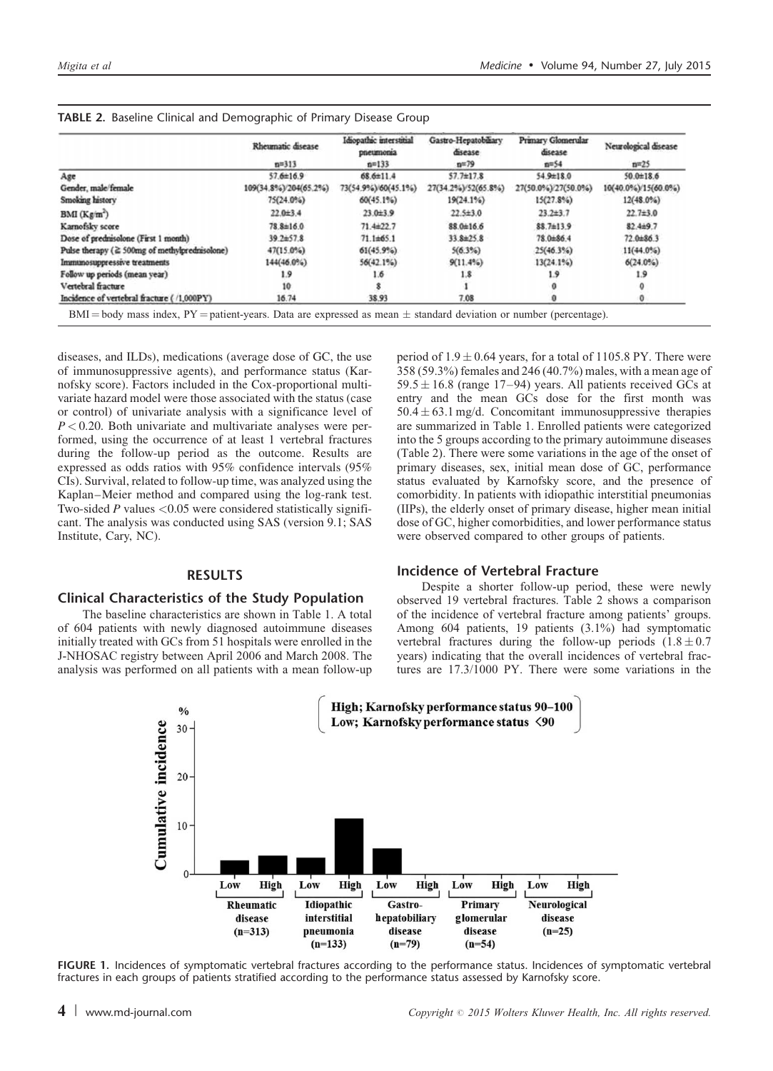**TABLE 2.** Baseline Clinical and Demographic of Primary Disease Group

| | Rheumatic disease n=313 | Idiopathic interstitial pneumonia n=133 | Gastro-Hepatobiliary disease n=79 | Primary Glomerular disease n=54 | Neurological disease n=25 |
|---|---|---|---|---|---|
| Age | 57.6±16.9 | 68.6±11.4 | 57.7±17.8 | 54.9±18.0 | 50.0±18.6 |
| Gender, male/female | 109(34.8%)/204(65.2%) | 73(54.9%)/60(45.1%) | 27(34.2%)/52(65.8%) | 27(50.0%)/27(50.0%) | 10(40.0%)/15(60.0%) |
| Smoking history | 75(24.0%) | 60(45.1%) | 19(24.1%) | 15(27.8%) | 12(48.0%) |
| BMI (Kg/m²) | 22.0±3.4 | 23.0±3.9 | 22.5±3.0 | 23.2±3.7 | 22.7±3.0 |
| Karnofsky score | 78.8±16.0 | 71.4±22.7 | 88.0±16.6 | 88.7±13.9 | 82.4±9.7 |
| Dose of prednisolone (First 1 month) | 39.2±57.8 | 71.1±65.1 | 33.8±25.8 | 78.0±86.4 | 72.0±86.3 |
| Pulse therapy (≧ 500mg of methylprednisolone) | 47(15.0%) | 61(45.9%) | 5(6.3%) | 25(46.3%) | 11(44.0%) |
| Immunosuppressive treatments | 144(46.0%) | 56(42.1%) | 9(11.4%) | 13(24.1%) | 6(24.0%) |
| Follow up periods (mean year) | 1.9 | 1.6 | 1.8 | 1.9 | 1.9 |
| Vertebral fracture | 10 | 8 | 1 | 0 | 0 |
| Incidence of vertebral fracture ( /1,000PY) | 16.74 | 38.93 | 7.08 | 0 | 0 |

BMI = body mass index, PY = patient-years. Data are expressed as mean ± standard deviation or number (percentage).

diseases, and ILDs), medications (average dose of GC, the use of immunosuppressive agents), and performance status (Karnofsky score). Factors included in the Cox-proportional multivariate hazard model were those associated with the status (case or control) of univariate analysis with a significance level of $P < 0.20$. Both univariate and multivariate analyses were performed, using the occurrence of at least 1 vertebral fractures during the follow-up period as the outcome. Results are expressed as odds ratios with 95% confidence intervals (95% CIs). Survival, related to follow-up time, was analyzed using the Kaplan–Meier method and compared using the log-rank test. Two-sided $P$ values $<0.05$ were considered statistically significant. The analysis was conducted using SAS (version 9.1; SAS Institute, Cary, NC).

## RESULTS

### Clinical Characteristics of the Study Population

The baseline characteristics are shown in Table 1. A total of 604 patients with newly diagnosed autoimmune diseases initially treated with GCs from 51 hospitals were enrolled in the J-NHOSAC registry between April 2006 and March 2008. The analysis was performed on all patients with a mean follow-up period of $1.9 \pm 0.64$ years, for a total of 1105.8 PY. There were 358 (59.3%) females and 246 (40.7%) males, with a mean age of $59.5 \pm 16.8$ (range 17–94) years. All patients received GCs at entry and the mean GCs dose for the first month was $50.4 \pm 63.1$ mg/d. Concomitant immunosuppressive therapies are summarized in Table 1. Enrolled patients were categorized into the 5 groups according to the primary autoimmune diseases (Table 2). There were some variations in the age of the onset of primary diseases, sex, initial mean dose of GC, performance status evaluated by Karnofsky score, and the presence of comorbidity. In patients with idiopathic interstitial pneumonias (IIPs), the elderly onset of primary disease, higher mean initial dose of GC, higher comorbidities, and lower performance status were observed compared to other groups of patients.

### Incidence of Vertebral Fracture

Despite a shorter follow-up period, these were newly observed 19 vertebral fractures. Table 2 shows a comparison of the incidence of vertebral fracture among patients' groups. Among 604 patients, 19 patients (3.1%) had symptomatic vertebral fractures during the follow-up periods ($1.8 \pm 0.7$ years) indicating that the overall incidences of vertebral fractures are 17.3/1000 PY. There were some variations in the

**FIGURE 1.** Incidences of symptomatic vertebral fractures according to the performance status. Incidences of symptomatic vertebral fractures in each groups of patients stratified according to the performance status assessed by Karnofsky score.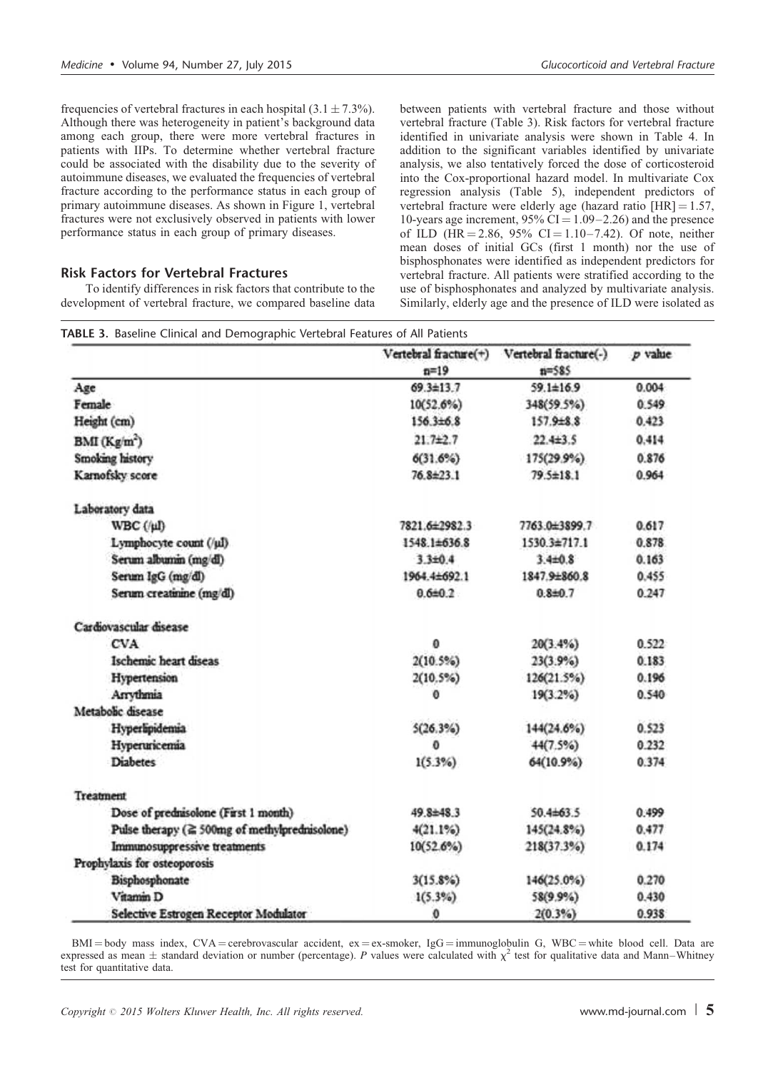frequencies of vertebral fractures in each hospital (3.1 ± 7.3%). Although there was heterogeneity in patient's background data among each group, there were more vertebral fractures in patients with IIPs. To determine whether vertebral fracture could be associated with the disability due to the severity of autoimmune diseases, we evaluated the frequencies of vertebral fracture according to the performance status in each group of primary autoimmune diseases. As shown in Figure 1, vertebral fractures were not exclusively observed in patients with lower performance status in each group of primary diseases.

## Risk Factors for Vertebral Fractures

To identify differences in risk factors that contribute to the development of vertebral fracture, we compared baseline data between patients with vertebral fracture and those without vertebral fracture (Table 3). Risk factors for vertebral fracture identified in univariate analysis were shown in Table 4. In addition to the significant variables identified by univariate analysis, we also tentatively forced the dose of corticosteroid into the Cox-proportional hazard model. In multivariate Cox regression analysis (Table 5), independent predictors of vertebral fracture were elderly age (hazard ratio [HR] = 1.57, 10-years age increment, 95% CI = 1.09–2.26) and the presence of ILD (HR = 2.86, 95% CI = 1.10–7.42). Of note, neither mean doses of initial GCs (first 1 month) nor the use of bisphosphonates were identified as independent predictors for vertebral fracture. All patients were stratified according to the use of bisphosphonates and analyzed by multivariate analysis. Similarly, elderly age and the presence of ILD were isolated as

**TABLE 3.** Baseline Clinical and Demographic Vertebral Features of All Patients

| | Vertebral fracture(+) n=19 | Vertebral fracture(-) n=585 | p value |
|---|---|---|---|
| Age | 69.3±13.7 | 59.1±16.9 | 0.004 |
| Female | 10(52.6%) | 348(59.5%) | 0.549 |
| Height (cm) | 156.3±6.8 | 157.9±8.8 | 0.423 |
| BMI (Kg/m$^2$) | 21.7±2.7 | 22.4±3.5 | 0.414 |
| Smoking history | 6(31.6%) | 175(29.9%) | 0.876 |
| Karnofsky score | 76.8±23.1 | 79.5±18.1 | 0.964 |
| Laboratory data | | | |
| WBC (/μl) | 7821.6±2982.3 | 7763.0±3899.7 | 0.617 |
| Lymphocyte count (/μl) | 1548.1±636.8 | 1530.3±717.1 | 0.878 |
| Serum albumin (mg/dl) | 3.3±0.4 | 3.4±0.8 | 0.163 |
| Serum IgG (mg/dl) | 1964.4±692.1 | 1847.9±860.8 | 0.455 |
| Serum creatinine (mg/dl) | 0.6±0.2 | 0.8±0.7 | 0.247 |
| Cardiovascular disease | | | |
| CVA | 0 | 20(3.4%) | 0.522 |
| Ischemic heart diseas | 2(10.5%) | 23(3.9%) | 0.183 |
| Hypertension | 2(10.5%) | 126(21.5%) | 0.196 |
| Arrythmia | 0 | 19(3.2%) | 0.540 |
| Metabolic disease | | | |
| Hyperlipidemia | 5(26.3%) | 144(24.6%) | 0.523 |
| Hyperuricemia | 0 | 44(7.5%) | 0.232 |
| Diabetes | 1(5.3%) | 64(10.9%) | 0.374 |
| Treatment | | | |
| Dose of prednisolone (First 1 month) | 49.8±48.3 | 50.4±63.5 | 0.499 |
| Pulse therapy (≧ 500mg of methylprednisolone) | 4(21.1%) | 145(24.8%) | 0.477 |
| Immunosuppressive treatments | 10(52.6%) | 218(37.3%) | 0.174 |
| Prophylaxis for osteoporosis | | | |
| Bisphosphonate | 3(15.8%) | 146(25.0%) | 0.270 |
| Vitamin D | 1(5.3%) | 58(9.9%) | 0.430 |
| Selective Estrogen Receptor Modulator | 0 | 2(0.3%) | 0.938 |

BMI = body mass index, CVA = cerebrovascular accident, ex = ex-smoker, IgG = immunoglobulin G, WBC = white blood cell. Data are expressed as mean ± standard deviation or number (percentage). P values were calculated with $\chi^2$ test for qualitative data and Mann–Whitney test for quantitative data.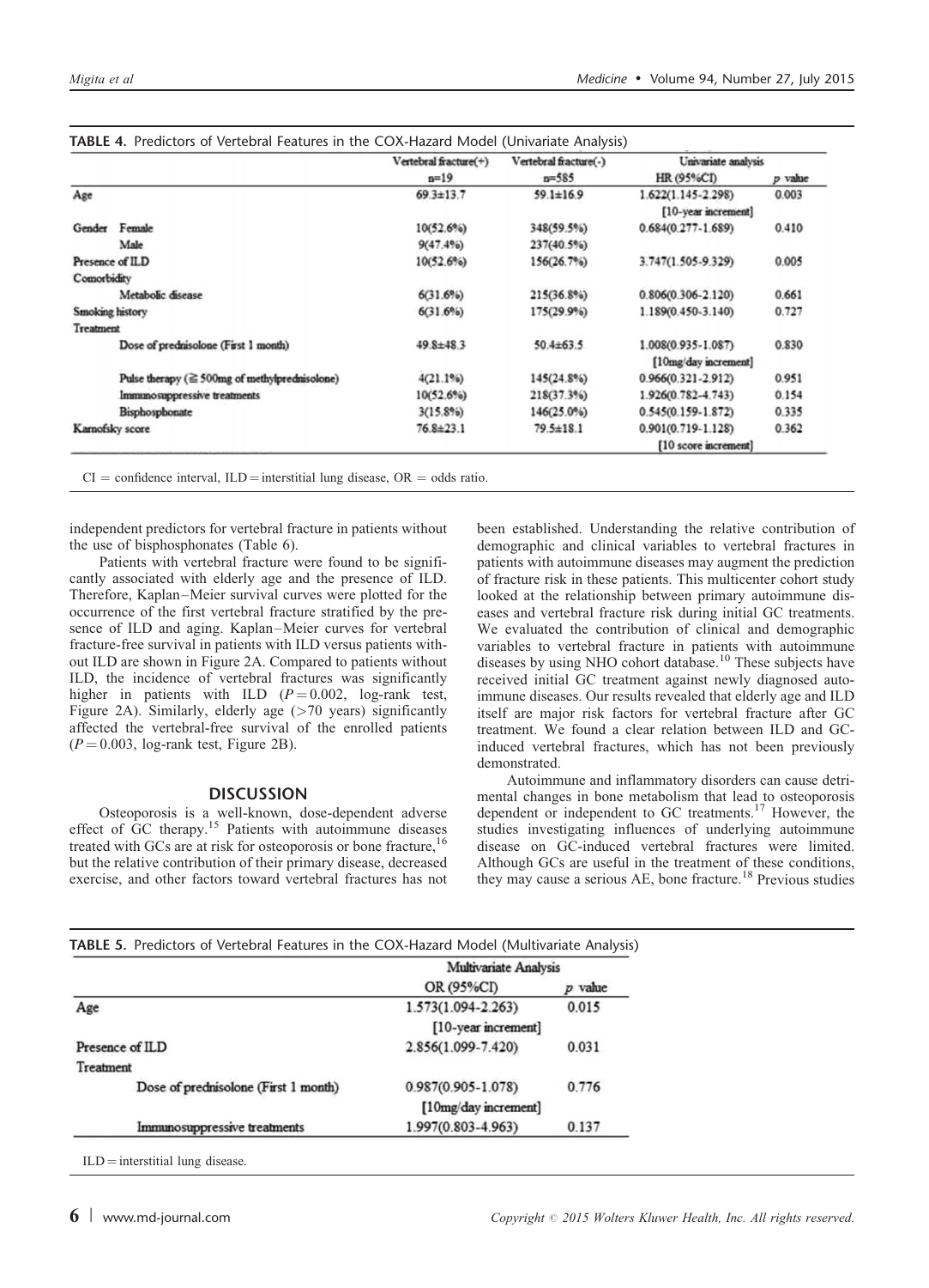**TABLE 4.** Predictors of Vertebral Features in the COX-Hazard Model (Univariate Analysis)

| | Vertebral fracture(+) | Vertebral fracture(-) | Univariate analysis | |
|---|---|---|---|---|
| | n=19 | n=585 | HR (95%CI) | p value |
| Age | 69.3±13.7 | 59.1±16.9 | 1.622(1.145-2.298) [10-year increment] | 0.003 |
| Gender Female | 10(52.6%) | 348(59.5%) | 0.684(0.277-1.689) | 0.410 |
| Male | 9(47.4%) | 237(40.5%) | | |
| Presence of ILD | 10(52.6%) | 156(26.7%) | 3.747(1.505-9.329) | 0.005 |
| Comorbidity | | | | |
| Metabolic disease | 6(31.6%) | 215(36.8%) | 0.806(0.306-2.120) | 0.661 |
| Smoking history | 6(31.6%) | 175(29.9%) | 1.189(0.450-3.140) | 0.727 |
| Treatment | | | | |
| Dose of prednisolone (First 1 month) | 49.8±48.3 | 50.4±63.5 | 1.008(0.935-1.087) [10mg/day increment] | 0.830 |
| Pulse therapy (≧500mg of methylprednisolone) | 4(21.1%) | 145(24.8%) | 0.966(0.321-2.912) | 0.951 |
| Immunosuppressive treatments | 10(52.6%) | 218(37.3%) | 1.926(0.782-4.743) | 0.154 |
| Bisphosphonate | 3(15.8%) | 146(25.0%) | 0.545(0.159-1.872) | 0.335 |
| Karnofsky score | 76.8±23.1 | 79.5±18.1 | 0.901(0.719-1.128) [10 score increment] | 0.362 |

CI = confidence interval, ILD = interstitial lung disease, OR = odds ratio.

independent predictors for vertebral fracture in patients without the use of bisphosphonates (Table 6).

Patients with vertebral fracture were found to be significantly associated with elderly age and the presence of ILD. Therefore, Kaplan–Meier survival curves were plotted for the occurrence of the first vertebral fracture stratified by the presence of ILD and aging. Kaplan–Meier curves for vertebral fracture-free survival in patients with ILD versus patients without ILD are shown in Figure 2A. Compared to patients without ILD, the incidence of vertebral fractures was significantly higher in patients with ILD ($P = 0.002$, log-rank test, Figure 2A). Similarly, elderly age (>70 years) significantly affected the vertebral-free survival of the enrolled patients ($P = 0.003$, log-rank test, Figure 2B).

## DISCUSSION

Osteoporosis is a well-known, dose-dependent adverse effect of GC therapy.[15] Patients with autoimmune diseases treated with GCs are at risk for osteoporosis or bone fracture,[16] but the relative contribution of their primary disease, decreased exercise, and other factors toward vertebral fractures has not been established. Understanding the relative contribution of demographic and clinical variables to vertebral fractures in patients with autoimmune diseases may augment the prediction of fracture risk in these patients. This multicenter cohort study looked at the relationship between primary autoimmune diseases and vertebral fracture risk during initial GC treatments. We evaluated the contribution of clinical and demographic variables to vertebral fracture in patients with autoimmune diseases by using NHO cohort database.[10] These subjects have received initial GC treatment against newly diagnosed autoimmune diseases. Our results revealed that elderly age and ILD itself are major risk factors for vertebral fracture after GC treatment. We found a clear relation between ILD and GC-induced vertebral fractures, which has not been previously demonstrated.

Autoimmune and inflammatory disorders can cause detrimental changes in bone metabolism that lead to osteoporosis dependent or independent to GC treatments.[17] However, the studies investigating influences of underlying autoimmune disease on GC-induced vertebral fractures were limited. Although GCs are useful in the treatment of these conditions, they may cause a serious AE, bone fracture.[18] Previous studies

**TABLE 5.** Predictors of Vertebral Features in the COX-Hazard Model (Multivariate Analysis)

| | Multivariate Analysis | |
|---|---|---|
| | OR (95%CI) | p value |
| Age | 1.573(1.094-2.263) [10-year increment] | 0.015 |
| Presence of ILD | 2.856(1.099-7.420) | 0.031 |
| Treatment | | |
| Dose of prednisolone (First 1 month) | 0.987(0.905-1.078) [10mg/day increment] | 0.776 |
| Immunosuppressive treatments | 1.997(0.803-4.963) | 0.137 |

ILD = interstitial lung disease.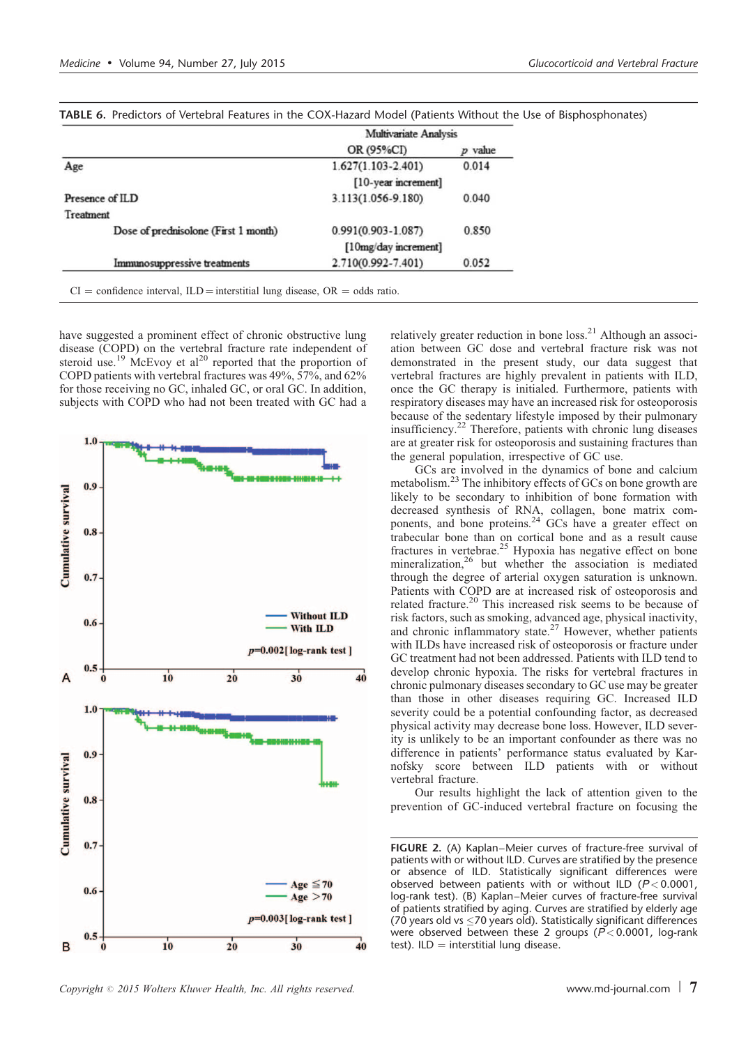**TABLE 6.** Predictors of Vertebral Features in the COX-Hazard Model (Patients Without the Use of Bisphosphonates)

| | Multivariate Analysis | |
|---|---|---|
| | OR (95%CI) | p value |
| Age | 1.627(1.103-2.401) [10-year increment] | 0.014 |
| Presence of ILD | 3.113(1.056-9.180) | 0.040 |
| Treatment | | |
| Dose of prednisolone (First 1 month) | 0.991(0.903-1.087) [10mg/day increment] | 0.850 |
| Immunosuppressive treatments | 2.710(0.992-7.401) | 0.052 |

CI = confidence interval, ILD = interstitial lung disease, OR = odds ratio.

have suggested a prominent effect of chronic obstructive lung disease (COPD) on the vertebral fracture rate independent of steroid use.[19] McEvoy et al[20] reported that the proportion of COPD patients with vertebral fractures was 49%, 57%, and 62% for those receiving no GC, inhaled GC, or oral GC. In addition, subjects with COPD who had not been treated with GC had a relatively greater reduction in bone loss.[21] Although an association between GC dose and vertebral fracture risk was not demonstrated in the present study, our data suggest that vertebral fractures are highly prevalent in patients with ILD, once the GC therapy is initialed. Furthermore, patients with respiratory diseases may have an increased risk for osteoporosis because of the sedentary lifestyle imposed by their pulmonary insufficiency.[22] Therefore, patients with chronic lung diseases are at greater risk for osteoporosis and sustaining fractures than the general population, irrespective of GC use.

GCs are involved in the dynamics of bone and calcium metabolism.[23] The inhibitory effects of GCs on bone growth are likely to be secondary to inhibition of bone formation with decreased synthesis of RNA, collagen, bone matrix components, and bone proteins.[24] GCs have a greater effect on trabecular bone than on cortical bone and as a result cause fractures in vertebrae.[25] Hypoxia has negative effect on bone mineralization,[26] but whether the association is mediated through the degree of arterial oxygen saturation is unknown. Patients with COPD are at increased risk of osteoporosis and related fracture.[20] This increased risk seems to be because of risk factors, such as smoking, advanced age, physical inactivity, and chronic inflammatory state.[27] However, whether patients with ILDs have increased risk of osteoporosis or fracture under GC treatment had not been addressed. Patients with ILD tend to develop chronic hypoxia. The risks for vertebral fractures in chronic pulmonary diseases secondary to GC use may be greater than those in other diseases requiring GC. Increased ILD severity could be a potential confounding factor, as decreased physical activity may decrease bone loss. However, ILD severity is unlikely to be an important confounder as there was no difference in patients' performance status evaluated by Karnofsky score between ILD patients with or without vertebral fracture.

Our results highlight the lack of attention given to the prevention of GC-induced vertebral fracture on focusing the

**FIGURE 2.** (A) Kaplan–Meier curves of fracture-free survival of patients with or without ILD. Curves are stratified by the presence or absence of ILD. Statistically significant differences were observed between patients with or without ILD ($P < 0.0001$, log-rank test). (B) Kaplan–Meier curves of fracture-free survival of patients stratified by aging. Curves are stratified by elderly age (70 years old vs ≤70 years old). Statistically significant differences were observed between these 2 groups ($P < 0.0001$, log-rank test). ILD = interstitial lung disease.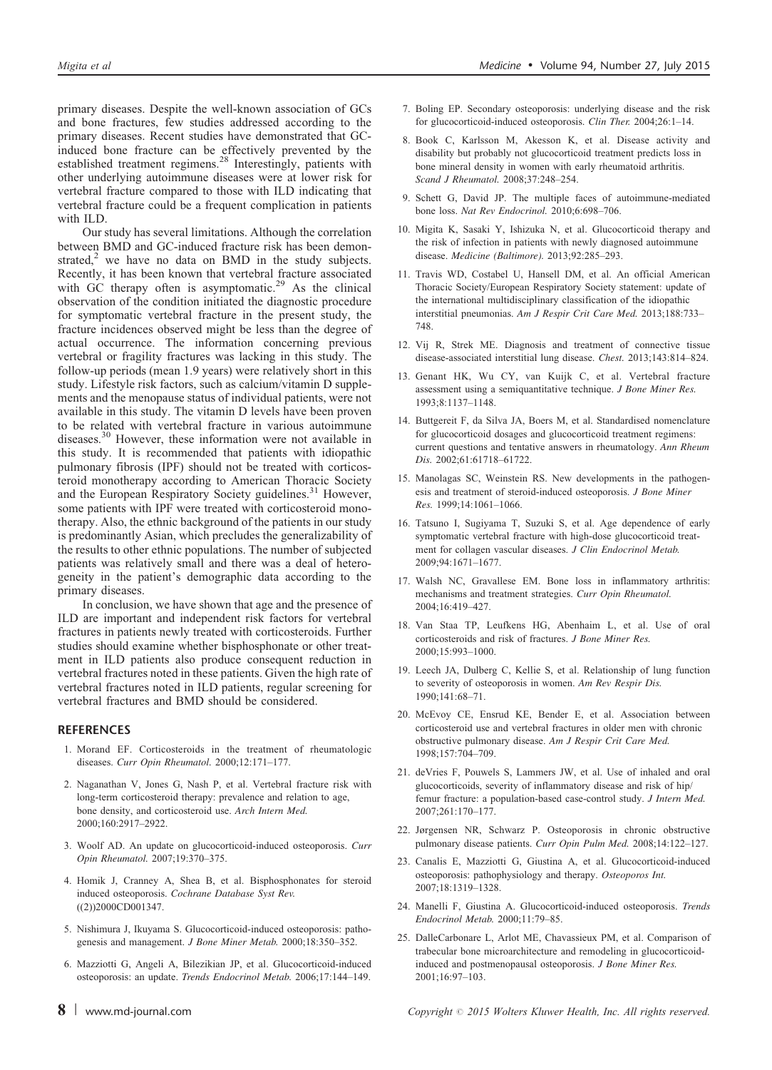primary diseases. Despite the well-known association of GCs and bone fractures, few studies addressed according to the primary diseases. Recent studies have demonstrated that GC-induced bone fracture can be effectively prevented by the established treatment regimens.[28] Interestingly, patients with other underlying autoimmune diseases were at lower risk for vertebral fracture compared to those with ILD indicating that vertebral fracture could be a frequent complication in patients with ILD.

Our study has several limitations. Although the correlation between BMD and GC-induced fracture risk has been demonstrated,[2] we have no data on BMD in the study subjects. Recently, it has been known that vertebral fracture associated with GC therapy often is asymptomatic.[29] As the clinical observation of the condition initiated the diagnostic procedure for symptomatic vertebral fracture in the present study, the fracture incidences observed might be less than the degree of actual occurrence. The information concerning previous vertebral or fragility fractures was lacking in this study. The follow-up periods (mean 1.9 years) were relatively short in this study. Lifestyle risk factors, such as calcium/vitamin D supplements and the menopause status of individual patients, were not available in this study. The vitamin D levels have been proven to be related with vertebral fracture in various autoimmune diseases.[30] However, these information were not available in this study. It is recommended that patients with idiopathic pulmonary fibrosis (IPF) should not be treated with corticosteroid monotherapy according to American Thoracic Society and the European Respiratory Society guidelines.[31] However, some patients with IPF were treated with corticosteroid monotherapy. Also, the ethnic background of the patients in our study is predominantly Asian, which precludes the generalizability of the results to other ethnic populations. The number of subjected patients was relatively small and there was a deal of heterogeneity in the patient's demographic data according to the primary diseases.

In conclusion, we have shown that age and the presence of ILD are important and independent risk factors for vertebral fractures in patients newly treated with corticosteroids. Further studies should examine whether bisphosphonate or other treatment in ILD patients also produce consequent reduction in vertebral fractures noted in these patients. Given the high rate of vertebral fractures noted in ILD patients, regular screening for vertebral fractures and BMD should be considered.

## REFERENCES

1. Morand EF. Corticosteroids in the treatment of rheumatologic diseases. *Curr Opin Rheumatol.* 2000;12:171–177.
2. Naganathan V, Jones G, Nash P, et al. Vertebral fracture risk with long-term corticosteroid therapy: prevalence and relation to age, bone density, and corticosteroid use. *Arch Intern Med.* 2000;160:2917–2922.
3. Woolf AD. An update on glucocorticoid-induced osteoporosis. *Curr Opin Rheumatol.* 2007;19:370–375.
4. Homik J, Cranney A, Shea B, et al. Bisphosphonates for steroid induced osteoporosis. *Cochrane Database Syst Rev.* ((2))2000CD001347.
5. Nishimura J, Ikuyama S. Glucocorticoid-induced osteoporosis: pathogenesis and management. *J Bone Miner Metab.* 2000;18:350–352.
6. Mazziotti G, Angeli A, Bilezikian JP, et al. Glucocorticoid-induced osteoporosis: an update. *Trends Endocrinol Metab.* 2006;17:144–149.
7. Boling EP. Secondary osteoporosis: underlying disease and the risk for glucocorticoid-induced osteoporosis. *Clin Ther.* 2004;26:1–14.
8. Book C, Karlsson M, Akesson K, et al. Disease activity and disability but probably not glucocorticoid treatment predicts loss in bone mineral density in women with early rheumatoid arthritis. *Scand J Rheumatol.* 2008;37:248–254.
9. Schett G, David JP. The multiple faces of autoimmune-mediated bone loss. *Nat Rev Endocrinol.* 2010;6:698–706.
10. Migita K, Sasaki Y, Ishizuka N, et al. Glucocorticoid therapy and the risk of infection in patients with newly diagnosed autoimmune disease. *Medicine (Baltimore).* 2013;92:285–293.
11. Travis WD, Costabel U, Hansell DM, et al. An official American Thoracic Society/European Respiratory Society statement: update of the international multidisciplinary classification of the idiopathic interstitial pneumonias. *Am J Respir Crit Care Med.* 2013;188:733–748.
12. Vij R, Strek ME. Diagnosis and treatment of connective tissue disease-associated interstitial lung disease. *Chest.* 2013;143:814–824.
13. Genant HK, Wu CY, van Kuijk C, et al. Vertebral fracture assessment using a semiquantitative technique. *J Bone Miner Res.* 1993;8:1137–1148.
14. Buttgereit F, da Silva JA, Boers M, et al. Standardised nomenclature for glucocorticoid dosages and glucocorticoid treatment regimens: current questions and tentative answers in rheumatology. *Ann Rheum Dis.* 2002;61:61718–61722.
15. Manolagas SC, Weinstein RS. New developments in the pathogenesis and treatment of steroid-induced osteoporosis. *J Bone Miner Res.* 1999;14:1061–1066.
16. Tatsuno I, Sugiyama T, Suzuki S, et al. Age dependence of early symptomatic vertebral fracture with high-dose glucocorticoid treatment for collagen vascular diseases. *J Clin Endocrinol Metab.* 2009;94:1671–1677.
17. Walsh NC, Gravallese EM. Bone loss in inflammatory arthritis: mechanisms and treatment strategies. *Curr Opin Rheumatol.* 2004;16:419–427.
18. Van Staa TP, Leufkens HG, Abenhaim L, et al. Use of oral corticosteroids and risk of fractures. *J Bone Miner Res.* 2000;15:993–1000.
19. Leech JA, Dulberg C, Kellie S, et al. Relationship of lung function to severity of osteoporosis in women. *Am Rev Respir Dis.* 1990;141:68–71.
20. McEvoy CE, Ensrud KE, Bender E, et al. Association between corticosteroid use and vertebral fractures in older men with chronic obstructive pulmonary disease. *Am J Respir Crit Care Med.* 1998;157:704–709.
21. deVries F, Pouwels S, Lammers JW, et al. Use of inhaled and oral glucocorticoids, severity of inflammatory disease and risk of hip/femur fracture: a population-based case-control study. *J Intern Med.* 2007;261:170–177.
22. Jørgensen NR, Schwarz P. Osteoporosis in chronic obstructive pulmonary disease patients. *Curr Opin Pulm Med.* 2008;14:122–127.
23. Canalis E, Mazziotti G, Giustina A, et al. Glucocorticoid-induced osteoporosis: pathophysiology and therapy. *Osteoporos Int.* 2007;18:1319–1328.
24. Manelli F, Giustina A. Glucocorticoid-induced osteoporosis. *Trends Endocrinol Metab.* 2000;11:79–85.
25. DalleCarbonare L, Arlot ME, Chavassieux PM, et al. Comparison of trabecular bone microarchitecture and remodeling in glucocorticoid-induced and postmenopausal osteoporosis. *J Bone Miner Res.* 2001;16:97–103.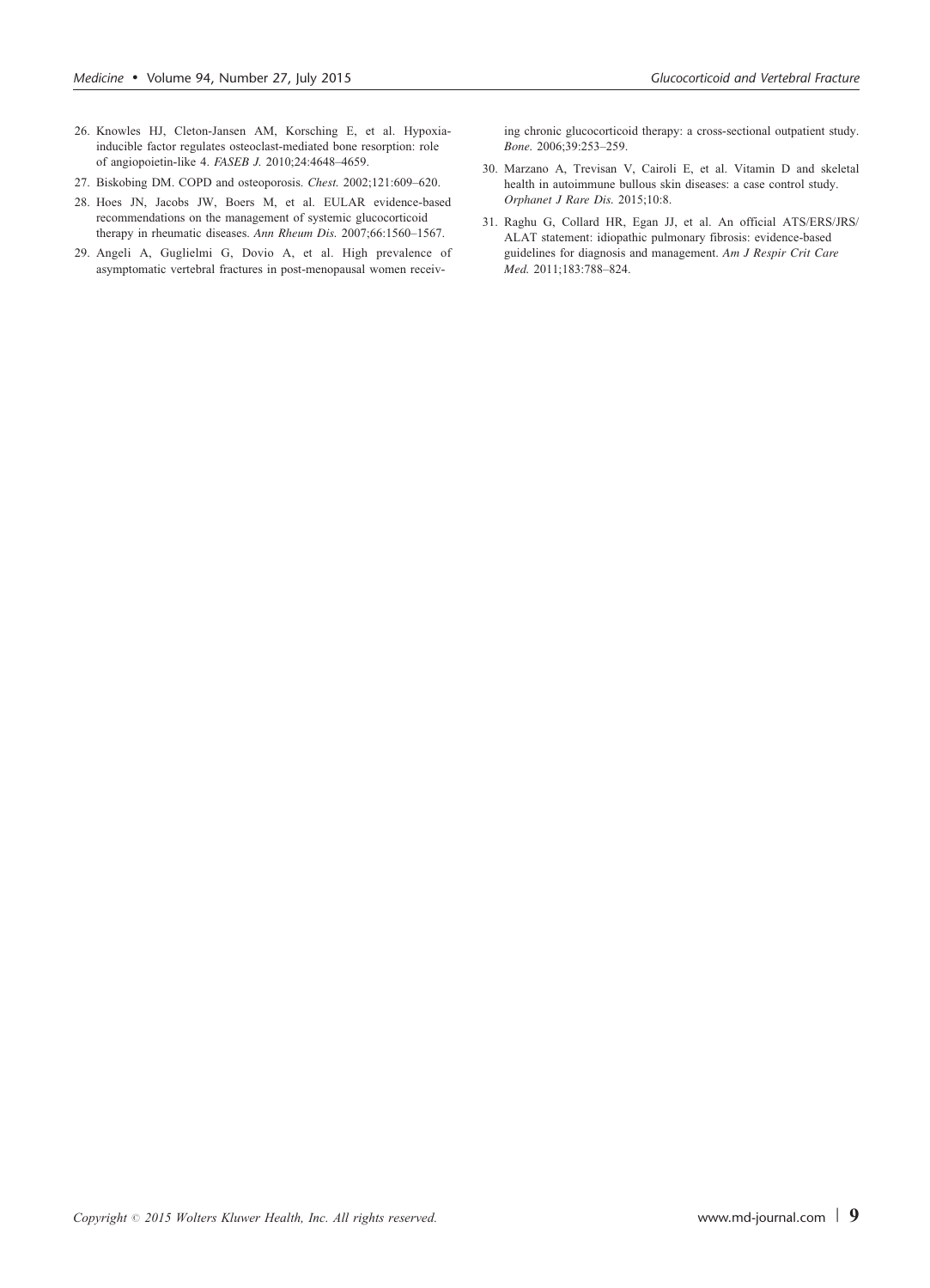26. Knowles HJ, Cleton-Jansen AM, Korsching E, et al. Hypoxia-inducible factor regulates osteoclast-mediated bone resorption: role of angiopoietin-like 4. *FASEB J.* 2010;24:4648–4659.
27. Biskobing DM. COPD and osteoporosis. *Chest.* 2002;121:609–620.
28. Hoes JN, Jacobs JW, Boers M, et al. EULAR evidence-based recommendations on the management of systemic glucocorticoid therapy in rheumatic diseases. *Ann Rheum Dis.* 2007;66:1560–1567.
29. Angeli A, Guglielmi G, Dovio A, et al. High prevalence of asymptomatic vertebral fractures in post-menopausal women receiving chronic glucocorticoid therapy: a cross-sectional outpatient study. *Bone.* 2006;39:253–259.
30. Marzano A, Trevisan V, Cairoli E, et al. Vitamin D and skeletal health in autoimmune bullous skin diseases: a case control study. *Orphanet J Rare Dis.* 2015;10:8.
31. Raghu G, Collard HR, Egan JJ, et al. An official ATS/ERS/JRS/ALAT statement: idiopathic pulmonary fibrosis: evidence-based guidelines for diagnosis and management. *Am J Respir Crit Care Med.* 2011;183:788–824.